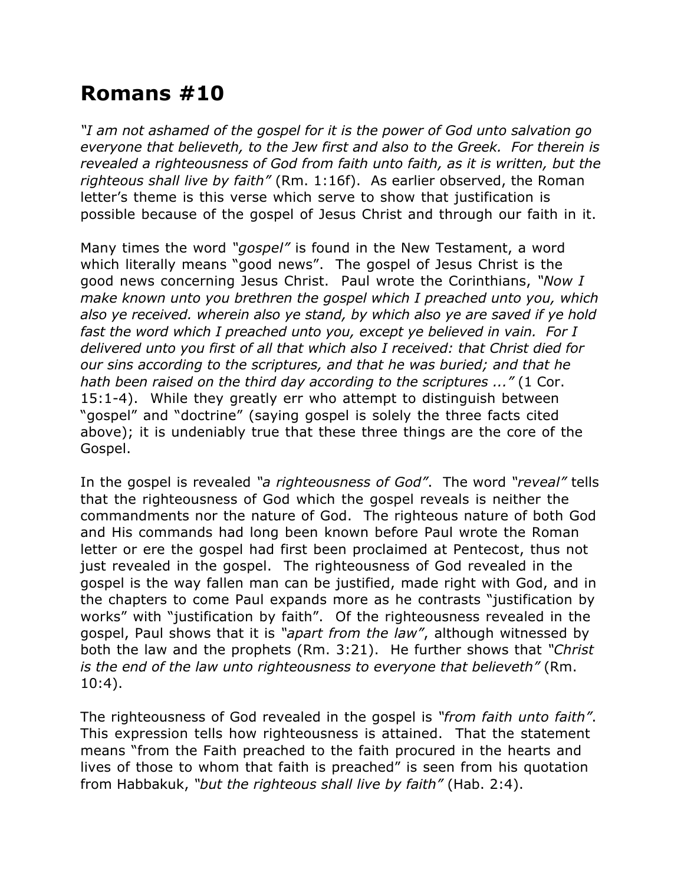# Romans #10

*"I am not ashamed of the gospel for it is the power of God unto salvation go everyone that believeth, to the Jew first and also to the Greek. For therein is revealed a righteousness of God from faith unto faith, as it is written, but the righteous shall live by faith"* (Rm. 1:16f). As earlier observed, the Roman letter's theme is this verse which serve to show that justification is possible because of the gospel of Jesus Christ and through our faith in it.

Many times the word *"gospel"* is found in the New Testament, a word which literally means "good news". The gospel of Jesus Christ is the good news concerning Jesus Christ. Paul wrote the Corinthians, *"Now I make known unto you brethren the gospel which I preached unto you, which also ye received. wherein also ye stand, by which also ye are saved if ye hold fast the word which I preached unto you, except ye believed in vain. For I delivered unto you first of all that which also I received: that Christ died for our sins according to the scriptures, and that he was buried; and that he hath been raised on the third day according to the scriptures ..."* (1 Cor. 15:1-4). While they greatly err who attempt to distinguish between "gospel" and "doctrine" (saying gospel is solely the three facts cited above); it is undeniably true that these three things are the core of the Gospel.

In the gospel is revealed *"a righteousness of God"*. The word *"reveal"* tells that the righteousness of God which the gospel reveals is neither the commandments nor the nature of God. The righteous nature of both God and His commands had long been known before Paul wrote the Roman letter or ere the gospel had first been proclaimed at Pentecost, thus not just revealed in the gospel. The righteousness of God revealed in the gospel is the way fallen man can be justified, made right with God, and in the chapters to come Paul expands more as he contrasts "justification by works" with "justification by faith". Of the righteousness revealed in the gospel, Paul shows that it is *"apart from the law"*, although witnessed by both the law and the prophets (Rm. 3:21). He further shows that *"Christ is the end of the law unto righteousness to everyone that believeth"* (Rm. 10:4).

The righteousness of God revealed in the gospel is *"from faith unto faith"*. This expression tells how righteousness is attained. That the statement means "from the Faith preached to the faith procured in the hearts and lives of those to whom that faith is preached" is seen from his quotation from Habbakuk, *"but the righteous shall live by faith"* (Hab. 2:4).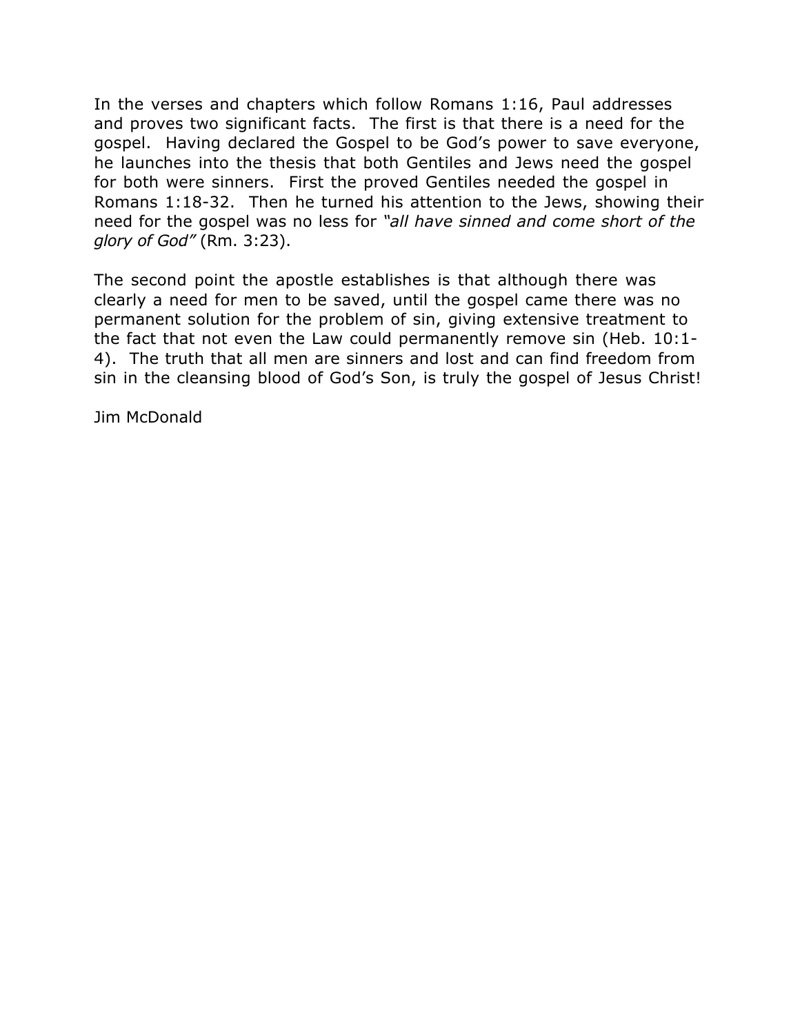In the verses and chapters which follow Romans 1:16, Paul addresses and proves two significant facts. The first is that there is a need for the gospel. Having declared the Gospel to be God's power to save everyone, he launches into the thesis that both Gentiles and Jews need the gospel for both were sinners. First the proved Gentiles needed the gospel in Romans 1:18-32. Then he turned his attention to the Jews, showing their need for the gospel was no less for *"all have sinned and come short of the glory of God"* (Rm. 3:23).

The second point the apostle establishes is that although there was clearly a need for men to be saved, until the gospel came there was no permanent solution for the problem of sin, giving extensive treatment to the fact that not even the Law could permanently remove sin (Heb. 10:1-4). The truth that all men are sinners and lost and can find freedom from sin in the cleansing blood of God's Son, is truly the gospel of Jesus Christ!

Jim McDonald